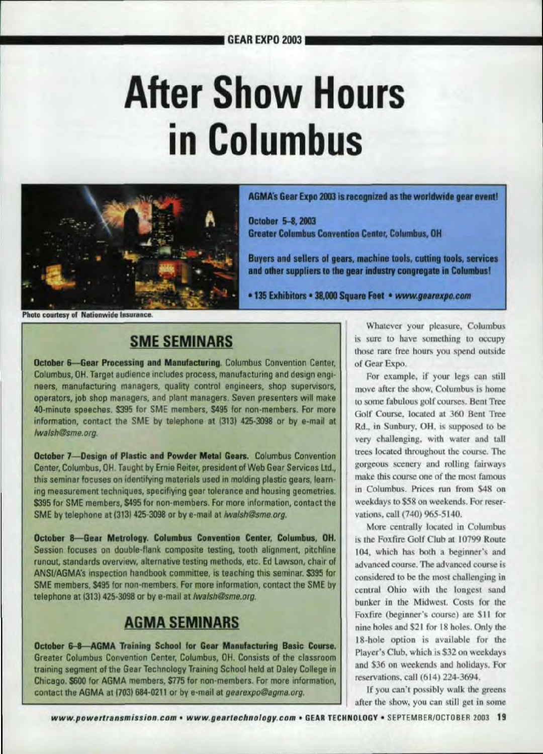# After Show Hours in Columbus

Photo courtesy of Nationwide Insurance.

**AGMA's Gear Expo 2003 is recognized as the worldwide gear event!**

**October 5–8, 2003**
**Greater Columbus Convention Center, Columbus, OH**

**Buyers and sellers of gears, machine tools, cutting tools, services and other suppliers to the gear industry congregate in Columbus!**

**• 135 Exhibitors • 38,000 Square Feet •** ***www.gearexpo.com***

## SME SEMINARS

**October 6—Gear Processing and Manufacturing.** Columbus Convention Center, Columbus, OH. Target audience includes process, manufacturing and design engineers, manufacturing managers, quality control engineers, shop supervisors, operators, job shop managers, and plant managers. Seven presenters will make 40-minute speeches. $395 for SME members, $495 for non-members. For more information, contact the SME by telephone at (313) 425-3098 or by e-mail at *lwalsh@sme.org.*

**October 7—Design of Plastic and Powder Metal Gears.** Columbus Convention Center, Columbus, OH. Taught by Ernie Reiter, president of Web Gear Services Ltd., this seminar focuses on identifying materials used in molding plastic gears, learning measurement techniques, specifiying gear tolerance and housing geometries. $395 for SME members, $495 for non-members. For more information, contact the SME by telephone at (313) 425-3098 or by e-mail at *lwalsh@sme.org.*

**October 8—Gear Metrology. Columbus Convention Center, Columbus, OH.** Session focuses on double-flank composite testing, tooth alignment, pitchline runout, standards overview, alternative testing methods, etc. Ed Lawson, chair of ANSI/AGMA's inspection handbook committee, is teaching this seminar. $395 for SME members, $495 for non-members. For more information, contact the SME by telephone at (313) 425-3098 or by e-mail at *lwalsh@sme.org.*

## AGMA SEMINARS

**October 6–8—AGMA Training School for Gear Manufacturing Basic Course.** Greater Columbus Convention Center, Columbus, OH. Consists of the classroom training segment of the Gear Technology Training School held at Daley College in Chicago. $600 for AGMA members, $775 for non-members. For more information, contact the AGMA at (703) 684-0211 or by e-mail at *gearexpo@agma.org.*

Whatever your pleasure, Columbus is sure to have something to occupy those rare free hours you spend outside of Gear Expo.

For example, if your legs can still move after the show, Columbus is home to some fabulous golf courses. Bent Tree Golf Course, located at 360 Bent Tree Rd., in Sunbury, OH, is supposed to be very challenging, with water and tall trees located throughout the course. The gorgeous scenery and rolling fairways make this course one of the most famous in Columbus. Prices run from $48 on weekdays to $58 on weekends. For reservations, call (740) 965-5140.

More centrally located in Columbus is the Foxfire Golf Club at 10799 Route 104, which has both a beginner's and advanced course. The advanced course is considered to be the most challenging in central Ohio with the longest sand bunker in the Midwest. Costs for the Foxfire (beginner's course) are $11 for nine holes and $21 for 18 holes. Only the 18-hole option is available for the Player's Club, which is $32 on weekdays and $36 on weekends and holidays. For reservations, call (614) 224-3694.

If you can't possibly walk the greens after the show, you can still get in some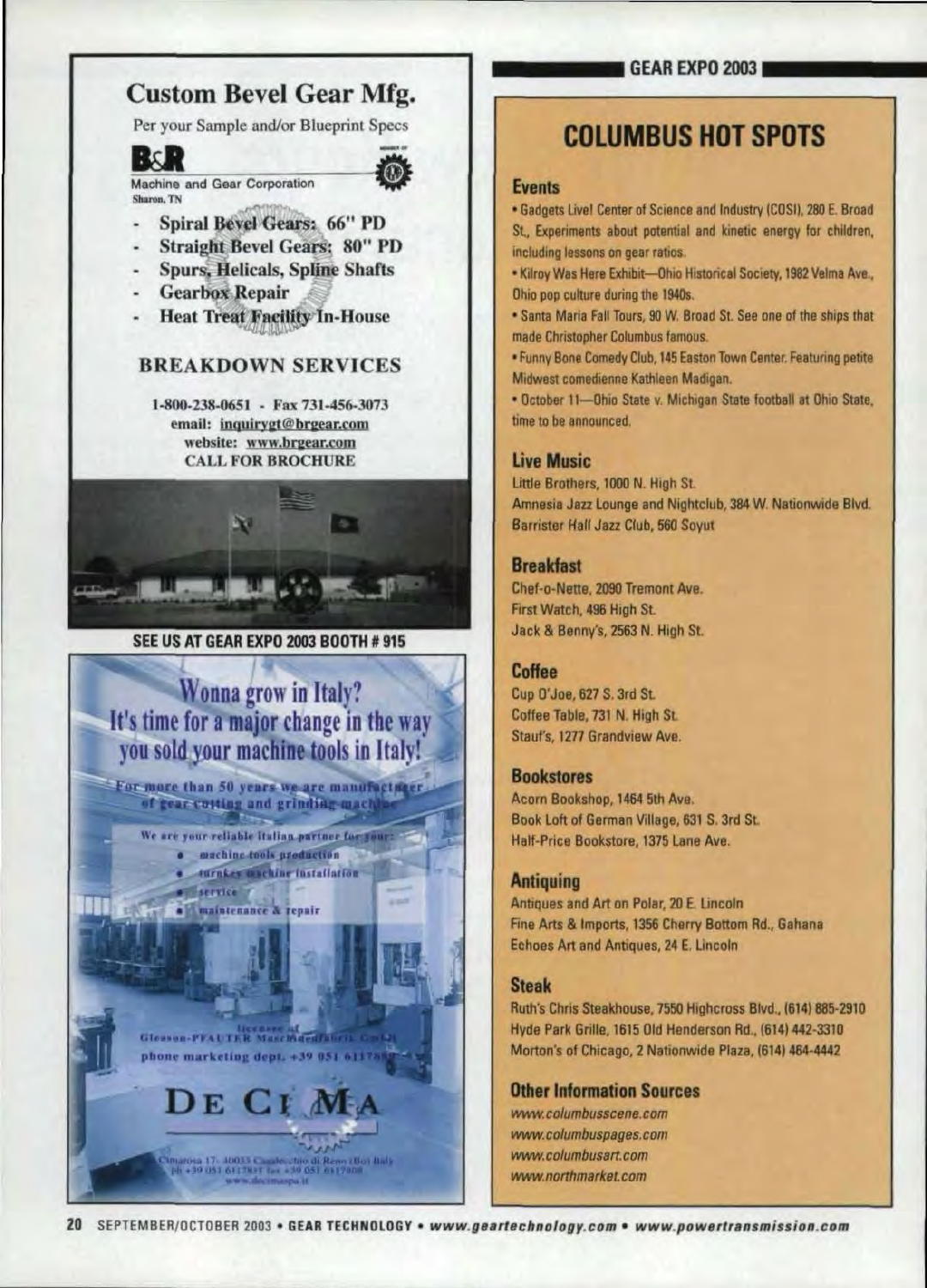# Custom Bevel Gear Mfg.

Per your Sample and/or Blueprint Specs

**B&R**

Machine and Gear Corporation
Sharon, TN

- Spiral Bevel Gears: 66" PD
- Straight Bevel Gears: 80" PD
- Spurs, Helicals, Spline Shafts
- Gearbox Repair
- Heat Treat Facility In-House

## BREAKDOWN SERVICES

1-800-238-0651 - Fax 731-456-3073
email: inquirygt@brgear.com
website: www.brgear.com
CALL FOR BROCHURE

**SEE US AT GEAR EXPO 2003 BOOTH # 915**

## Wonna grow in Italy? It's time for a major change in the way you sold your machine tools in Italy!

For more than 50 years we are manufacturer of gear cutting and grinding machines

We are your reliable italian partner for your:

- machine tools production
- turnkey machine installation
- service
- maintenance & repair

licensee of Gleason-PFAUTER Maschinenfabrik GmbH

phone marketing dept. +39 051 61178

**DE CIMA**

---

**GEAR EXPO 2003**

# COLUMBUS HOT SPOTS

### Events

- Gadgets Live! Center of Science and Industry (COSI), 280 E. Broad St., Experiments about potential and kinetic energy for children, including lessons on gear ratios.
- Kilroy Was Here Exhibit—Ohio Historical Society, 1982 Velma Ave., Ohio pop culture during the 1940s.
- Santa Maria Fall Tours, 90 W. Broad St. See one of the ships that made Christopher Columbus famous.
- Funny Bone Comedy Club, 145 Easton Town Center. Featuring petite Midwest comedienne Kathleen Madigan.
- October 11—Ohio State v. Michigan State football at Ohio State, time to be announced.

### Live Music

Little Brothers, 1000 N. High St.
Amnesia Jazz Lounge and Nightclub, 384 W. Nationwide Blvd.
Barrister Hall Jazz Club, 560 Soyut

### Breakfast

Chef-o-Nette, 2090 Tremont Ave.
First Watch, 496 High St.
Jack & Benny's, 2563 N. High St.

### Coffee

Cup O'Joe, 627 S. 3rd St.
Coffee Table, 731 N. High St.
Stauf's, 1277 Grandview Ave.

### Bookstores

Acorn Bookshop, 1464 5th Ave.
Book Loft of German Village, 631 S. 3rd St.
Half-Price Bookstore, 1375 Lane Ave.

### Antiquing

Antiques and Art on Polar, 20 E. Lincoln
Fine Arts & Imports, 1356 Cherry Bottom Rd., Gahana
Echoes Art and Antiques, 24 E. Lincoln

### Steak

Ruth's Chris Steakhouse, 7550 Highcross Blvd., (614) 885-2910
Hyde Park Grille, 1615 Old Henderson Rd., (614) 442-3310
Morton's of Chicago, 2 Nationwide Plaza, (614) 464-4442

### Other Information Sources

*www.columbusscene.com*
*www.columbuspages.com*
*www.columbusart.com*
*www.northmarket.com*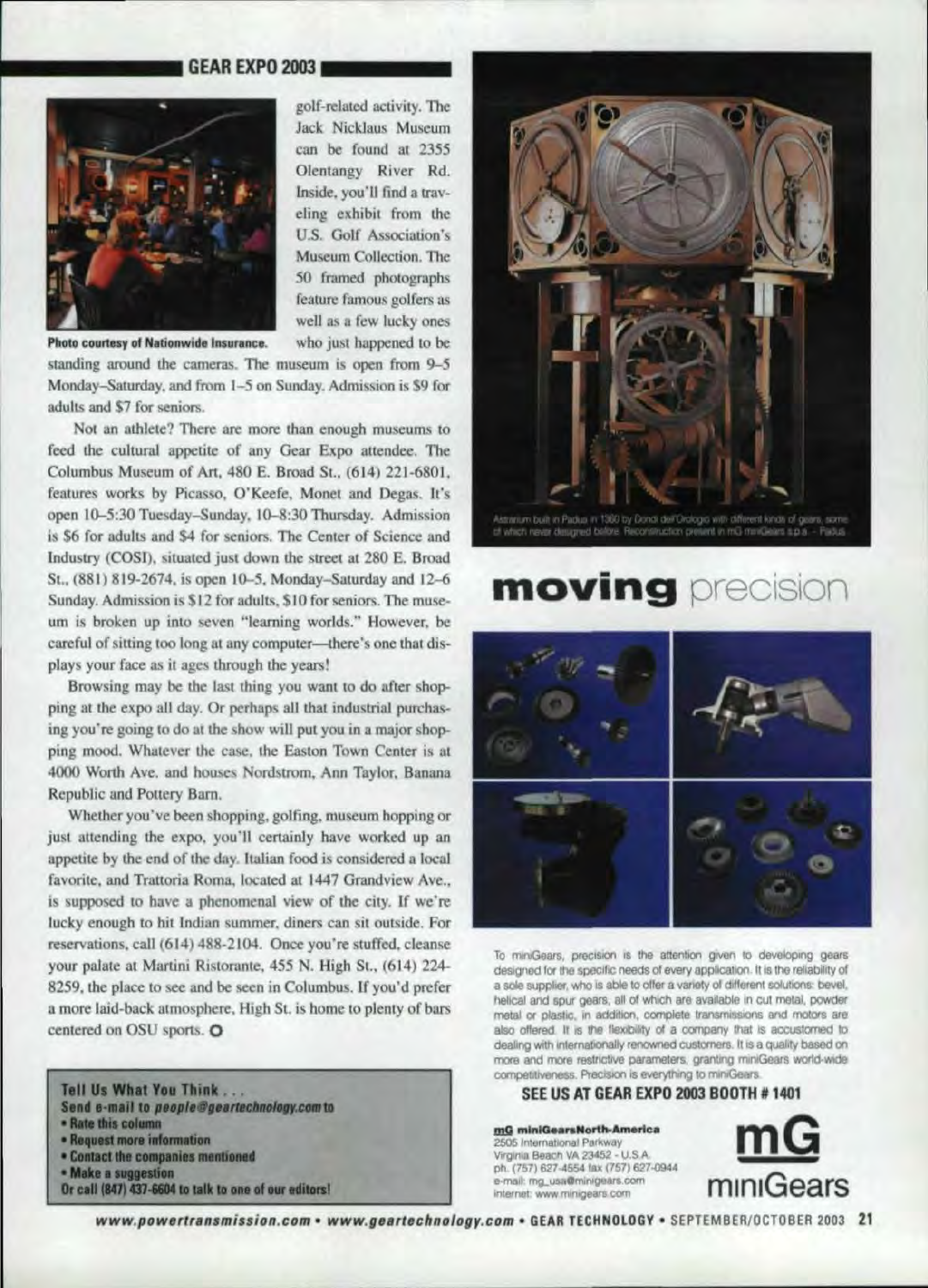Photo courtesy of Nationwide Insurance.

golf-related activity. The Jack Nicklaus Museum can be found at 2355 Olentangy River Rd. Inside, you'll find a traveling exhibit from the U.S. Golf Association's Museum Collection. The 50 framed photographs feature famous golfers as well as a few lucky ones who just happened to be standing around the cameras. The museum is open from 9–5 Monday–Saturday, and from 1–5 on Sunday. Admission is $9 for adults and $7 for seniors.

Not an athlete? There are more than enough museums to feed the cultural appetite of any Gear Expo attendee. The Columbus Museum of Art, 480 E. Broad St., (614) 221-6801, features works by Picasso, O'Keefe, Monet and Degas. It's open 10–5:30 Tuesday–Sunday, 10–8:30 Thursday. Admission is $6 for adults and $4 for seniors. The Center of Science and Industry (COSI), situated just down the street at 280 E. Broad St., (881) 819-2674, is open 10–5, Monday–Saturday and 12–6 Sunday. Admission is $12 for adults, $10 for seniors. The museum is broken up into seven "learning worlds." However, be careful of sitting too long at any computer—there's one that displays your face as it ages through the years!

Browsing may be the last thing you want to do after shopping at the expo all day. Or perhaps all that industrial purchasing you're going to do at the show will put you in a major shopping mood. Whatever the case, the Easton Town Center is at 4000 Worth Ave. and houses Nordstrom, Ann Taylor, Banana Republic and Pottery Barn.

Whether you've been shopping, golfing, museum hopping or just attending the expo, you'll certainly have worked up an appetite by the end of the day. Italian food is considered a local favorite, and Trattoria Roma, located at 1447 Grandview Ave., is supposed to have a phenomenal view of the city. If we're lucky enough to hit Indian summer, diners can sit outside. For reservations, call (614) 488-2104. Once you're stuffed, cleanse your palate at Martini Ristorante, 455 N. High St., (614) 224-8259, the place to see and be seen in Columbus. If you'd prefer a more laid-back atmosphere, High St. is home to plenty of bars centered on OSU sports.

**Tell Us What You Think . . .**
**Send e-mail to *people@geartechnology.com* to**
- **Rate this column**
- **Request more information**
- **Contact the companies mentioned**
- **Make a suggestion**

**Or call (847) 437-6604 to talk to one of our editors!**

Astrarium built in Padua in 1360 by Dondi dell'Orologio with different kinds of gears, some of which never designed before. Reconstruction present in mG miniGears s.p.a. - Padua

# moving precision

To miniGears, precision is the attention given to developing gears designed for the specific needs of every application. It is the reliability of a sole supplier, who is able to offer a variety of different solutions: bevel, helical and spur gears, all of which are available in cut metal, powder metal or plastic, in addition, complete transmissions and motors are also offered. It is the flexibility of a company that is accustomed to dealing with internationally renowned customers. It is a quality based on more and more restrictive parameters, granting miniGears world-wide competitiveness. Precision is everything to miniGears.

**SEE US AT GEAR EXPO 2003 BOOTH # 1401**

**mG miniGearsNorth-America**
2505 International Parkway
Virginia Beach VA 23452 - U.S.A.
ph. (757) 627-4554 fax (757) 627-0944
e-mail: mg_usa@minigears.com
internet: www.minigears.com

mG miniGears